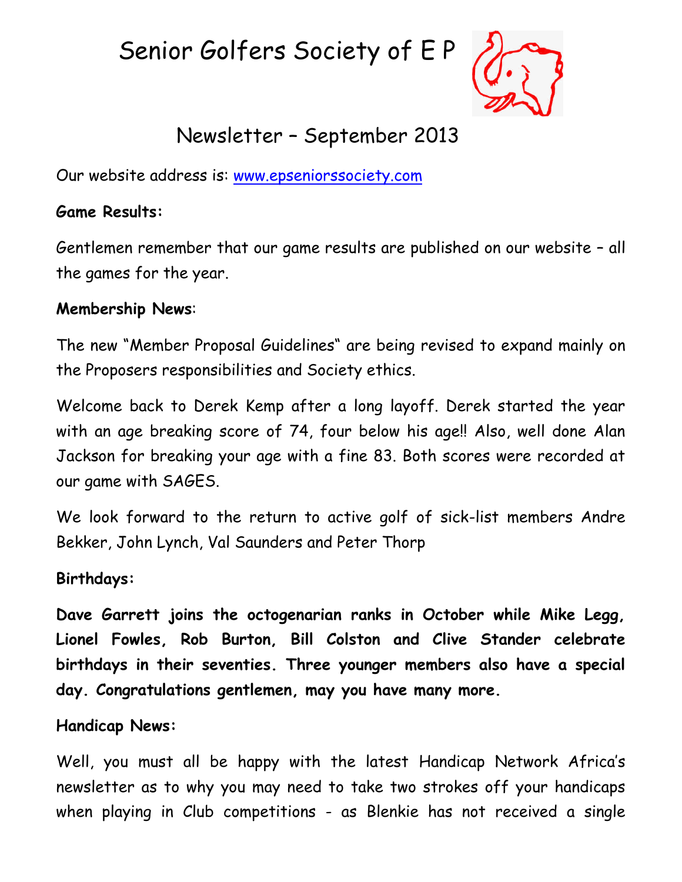# Senior Golfers Society of E P

## Newsletter – September 2013

Our website address is: [www.epseniorssociety.com](http://www.epseniorssociety.com)

**Game Results:**

Gentlemen remember that our game results are published on our website – all the games for the year.

**Membership News**:

The new "Member Proposal Guidelines" are being revised to expand mainly on the Proposers responsibilities and Society ethics.

Welcome back to Derek Kemp after a long layoff. Derek started the year with an age breaking score of 74, four below his age!! Also, well done Alan Jackson for breaking your age with a fine 83. Both scores were recorded at our game with SAGES.

We look forward to the return to active golf of sick-list members Andre Bekker, John Lynch, Val Saunders and Peter Thorp

**Birthdays:**

**Dave Garrett joins the octogenarian ranks in October while Mike Legg, Lionel Fowles, Rob Burton, Bill Colston and Clive Stander celebrate birthdays in their seventies. Three younger members also have a special day. Congratulations gentlemen, may you have many more.**

**Handicap News:**

Well, you must all be happy with the latest Handicap Network Africa's newsletter as to why you may need to take two strokes off your handicaps when playing in Club competitions - as Blenkie has not received a single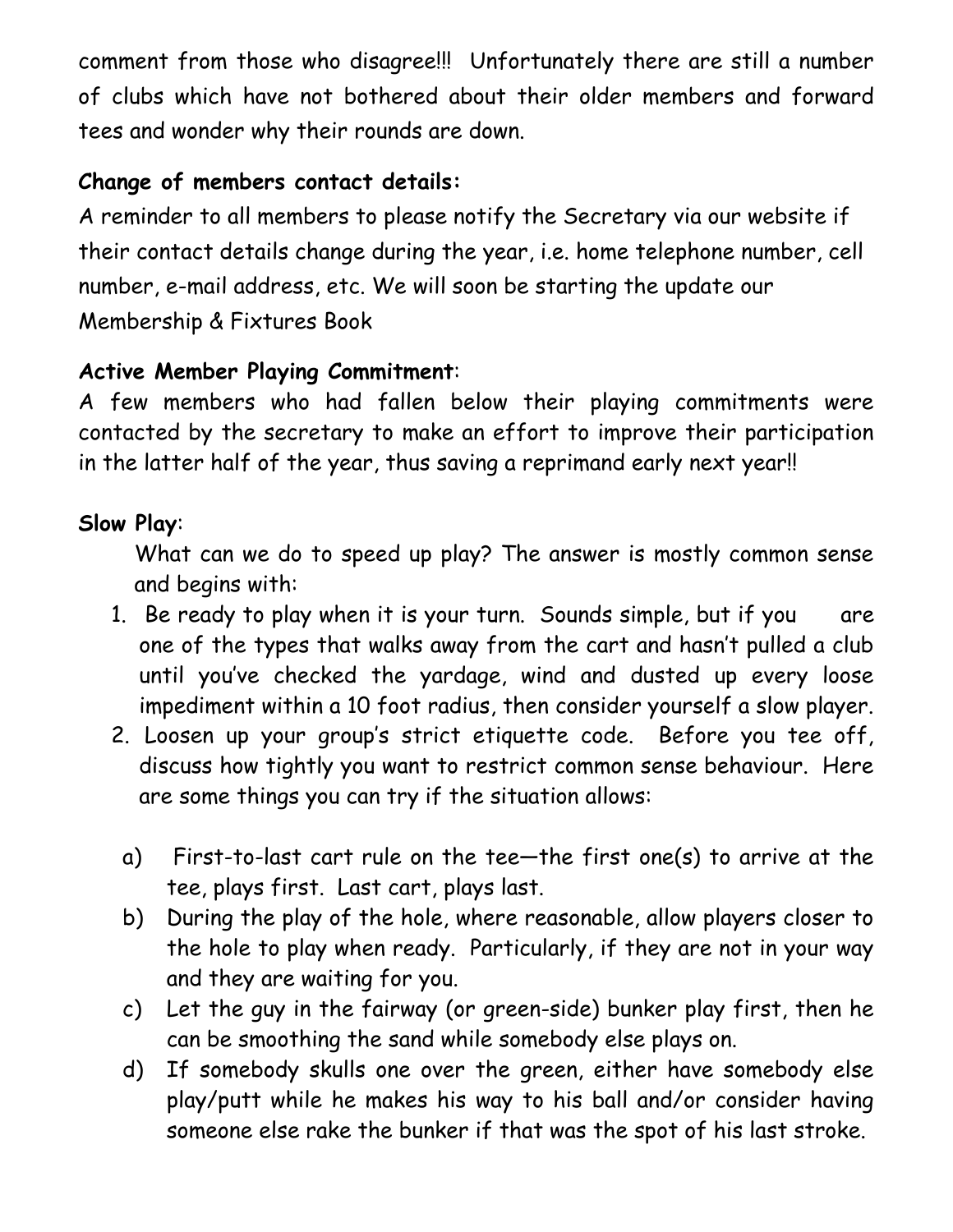comment from those who disagree!!! Unfortunately there are still a number of clubs which have not bothered about their older members and forward tees and wonder why their rounds are down.

**Change of members contact details:**

A reminder to all members to please notify the Secretary via our website if their contact details change during the year, i.e. home telephone number, cell number, e-mail address, etc. We will soon be starting the update our Membership & Fixtures Book

**Active Member Playing Commitment**:

A few members who had fallen below their playing commitments were contacted by the secretary to make an effort to improve their participation in the latter half of the year, thus saving a reprimand early next year!!

**Slow Play**:

What can we do to speed up play? The answer is mostly common sense and begins with:

1. Be ready to play when it is your turn. Sounds simple, but if you are one of the types that walks away from the cart and hasn't pulled a club until you've checked the yardage, wind and dusted up every loose impediment within a 10 foot radius, then consider yourself a slow player.
2. Loosen up your group's strict etiquette code. Before you tee off, discuss how tightly you want to restrict common sense behaviour. Here are some things you can try if the situation allows:

   a) First-to-last cart rule on the tee—the first one(s) to arrive at the tee, plays first. Last cart, plays last.
   b) During the play of the hole, where reasonable, allow players closer to the hole to play when ready. Particularly, if they are not in your way and they are waiting for you.
   c) Let the guy in the fairway (or green-side) bunker play first, then he can be smoothing the sand while somebody else plays on.
   d) If somebody skulls one over the green, either have somebody else play/putt while he makes his way to his ball and/or consider having someone else rake the bunker if that was the spot of his last stroke.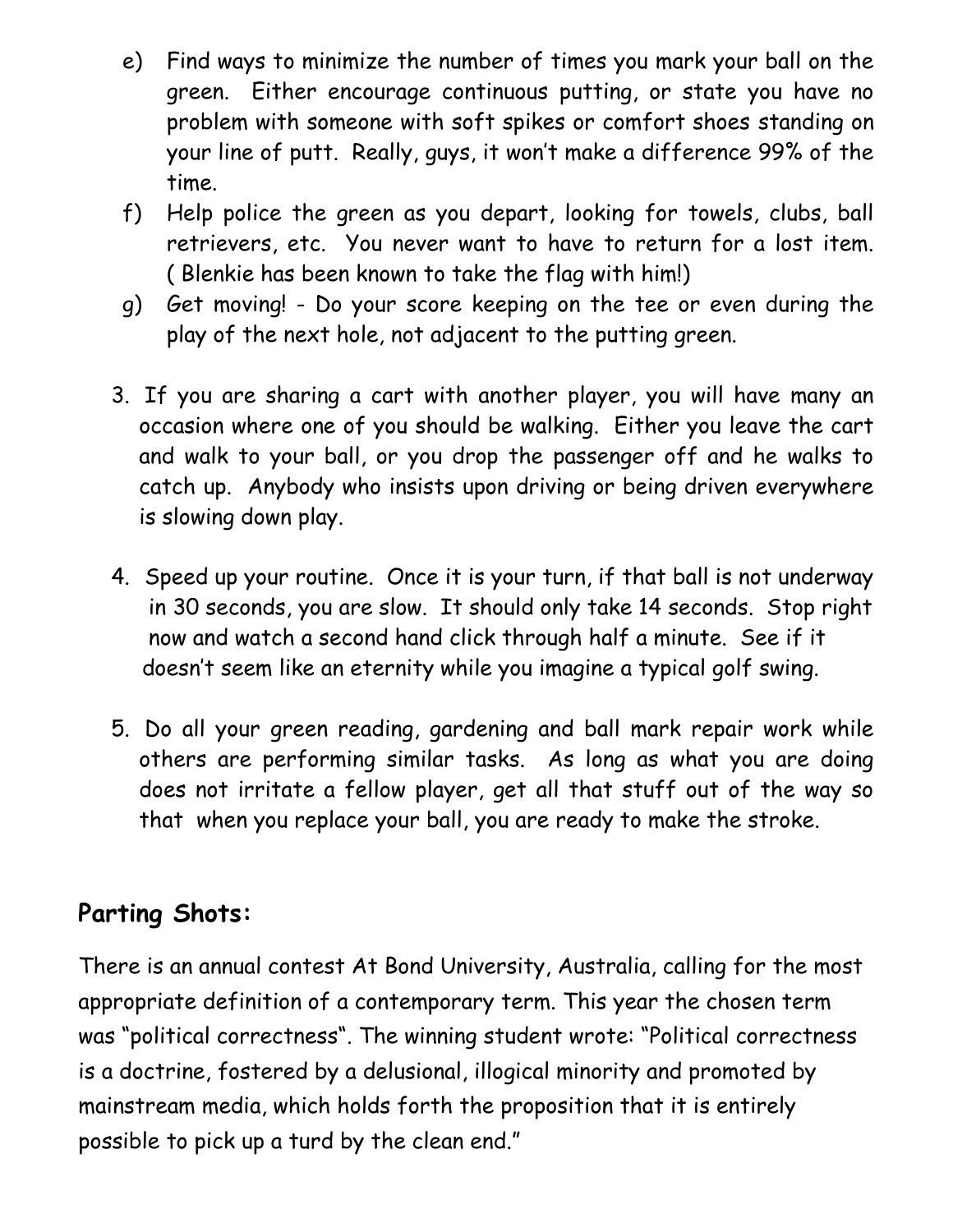e) Find ways to minimize the number of times you mark your ball on the green. Either encourage continuous putting, or state you have no problem with someone with soft spikes or comfort shoes standing on your line of putt. Really, guys, it won't make a difference 99% of the time.

f) Help police the green as you depart, looking for towels, clubs, ball retrievers, etc. You never want to have to return for a lost item. ( Blenkie has been known to take the flag with him!)

g) Get moving! - Do your score keeping on the tee or even during the play of the next hole, not adjacent to the putting green.

3. If you are sharing a cart with another player, you will have many an occasion where one of you should be walking. Either you leave the cart and walk to your ball, or you drop the passenger off and he walks to catch up. Anybody who insists upon driving or being driven everywhere is slowing down play.

4. Speed up your routine. Once it is your turn, if that ball is not underway in 30 seconds, you are slow. It should only take 14 seconds. Stop right now and watch a second hand click through half a minute. See if it doesn't seem like an eternity while you imagine a typical golf swing.

5. Do all your green reading, gardening and ball mark repair work while others are performing similar tasks. As long as what you are doing does not irritate a fellow player, get all that stuff out of the way so that when you replace your ball, you are ready to make the stroke.

## Parting Shots:

There is an annual contest At Bond University, Australia, calling for the most appropriate definition of a contemporary term. This year the chosen term was "political correctness". The winning student wrote: "Political correctness is a doctrine, fostered by a delusional, illogical minority and promoted by mainstream media, which holds forth the proposition that it is entirely possible to pick up a turd by the clean end."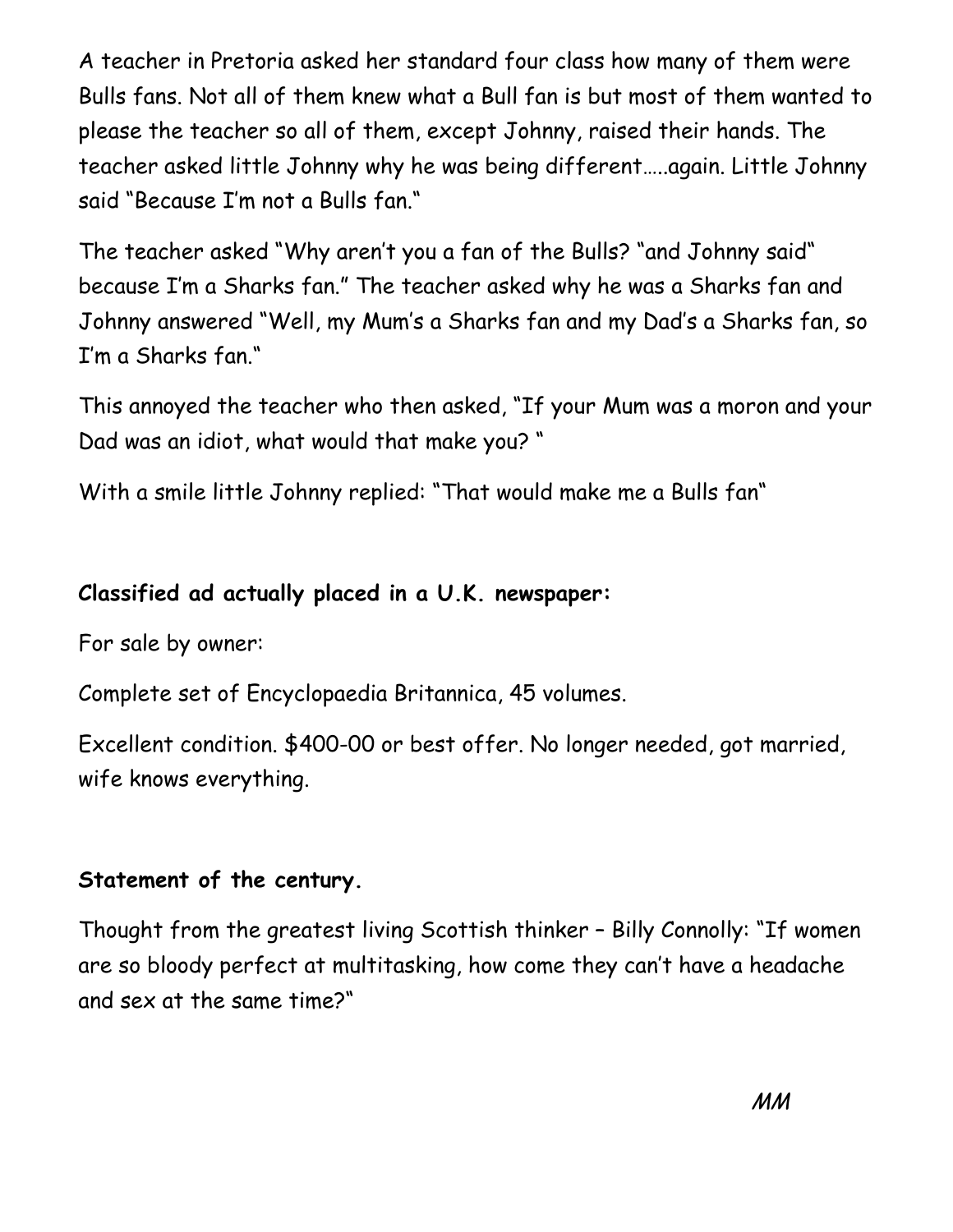A teacher in Pretoria asked her standard four class how many of them were Bulls fans. Not all of them knew what a Bull fan is but most of them wanted to please the teacher so all of them, except Johnny, raised their hands. The teacher asked little Johnny why he was being different…..again. Little Johnny said "Because I'm not a Bulls fan."

The teacher asked "Why aren't you a fan of the Bulls? "and Johnny said" because I'm a Sharks fan." The teacher asked why he was a Sharks fan and Johnny answered "Well, my Mum's a Sharks fan and my Dad's a Sharks fan, so I'm a Sharks fan."

This annoyed the teacher who then asked, "If your Mum was a moron and your Dad was an idiot, what would that make you? "

With a smile little Johnny replied: "That would make me a Bulls fan"

**Classified ad actually placed in a U.K. newspaper:**

For sale by owner:

Complete set of Encyclopaedia Britannica, 45 volumes.

Excellent condition. $400-00 or best offer. No longer needed, got married, wife knows everything.

**Statement of the century.**

Thought from the greatest living Scottish thinker – Billy Connolly: "If women are so bloody perfect at multitasking, how come they can't have a headache and sex at the same time?"

*MM*